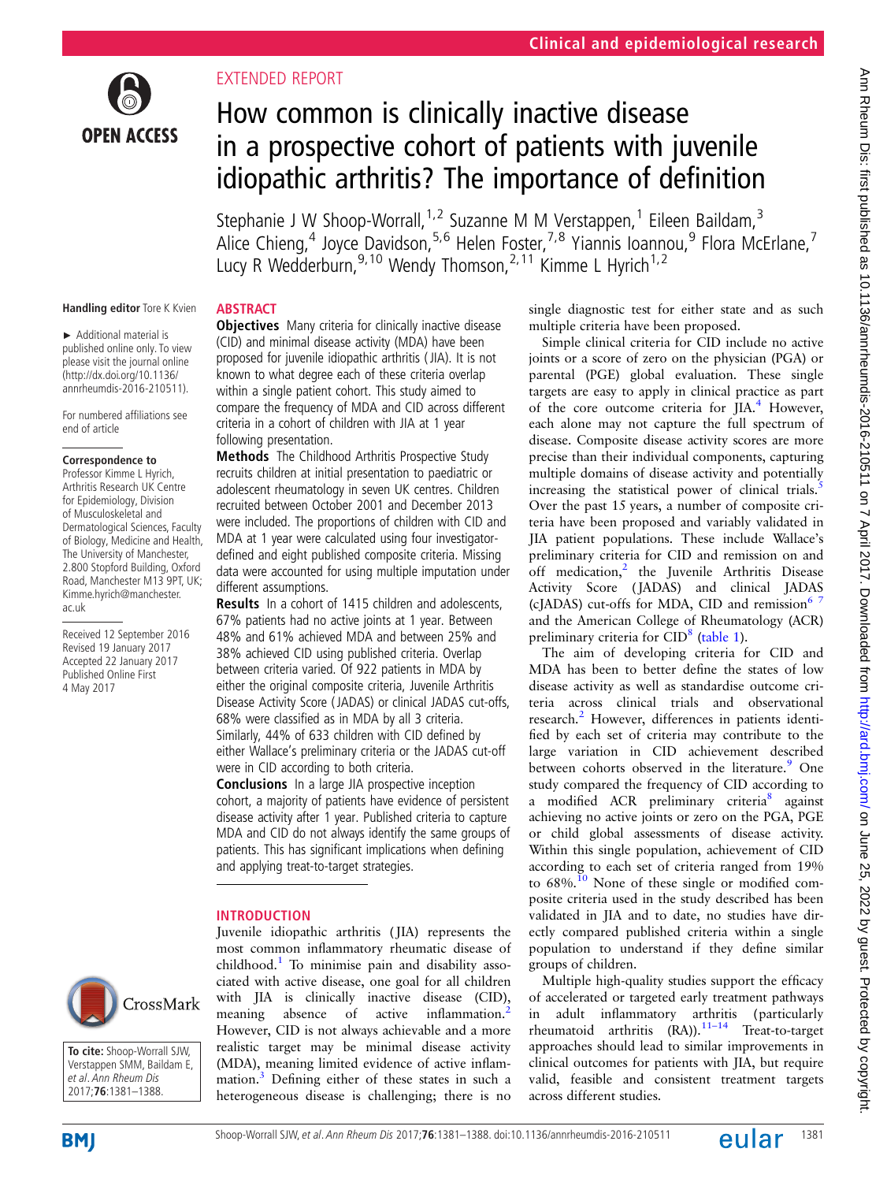EXTENDED REPORT

# How common is clinically inactive disease in a prospective cohort of patients with juvenile idiopathic arthritis? The importance of definition

Stephanie J W Shoop-Worrall,[1,2] Suzanne M M Verstappen,[1] Eileen Baildam,[3] Alice Chieng,[4] Joyce Davidson,[5,6] Helen Foster,[7,8] Yiannis Ioannou,[9] Flora McErlane,[7] Lucy R Wedderburn,[9,10] Wendy Thomson,[2,11] Kimme L Hyrich[1,2]

**Handling editor** Tore K Kvien

► Additional material is published online only. To view please visit the journal online (http://dx.doi.org/10.1136/annrheumdis-2016-210511).

For numbered affiliations see end of article

**Correspondence to**
Professor Kimme L Hyrich, Arthritis Research UK Centre for Epidemiology, Division of Musculoskeletal and Dermatological Sciences, Faculty of Biology, Medicine and Health, The University of Manchester, 2.800 Stopford Building, Oxford Road, Manchester M13 9PT, UK; Kimme.hyrich@manchester.ac.uk

Received 12 September 2016
Revised 19 January 2017
Accepted 22 January 2017
Published Online First 4 May 2017

**To cite:** Shoop-Worrall SJW, Verstappen SMM, Baildam E, et al. Ann Rheum Dis 2017;**76**:1381–1388.

## ABSTRACT

**Objectives** Many criteria for clinically inactive disease (CID) and minimal disease activity (MDA) have been proposed for juvenile idiopathic arthritis (JIA). It is not known to what degree each of these criteria overlap within a single patient cohort. This study aimed to compare the frequency of MDA and CID across different criteria in a cohort of children with JIA at 1 year following presentation.

**Methods** The Childhood Arthritis Prospective Study recruits children at initial presentation to paediatric or adolescent rheumatology in seven UK centres. Children recruited between October 2001 and December 2013 were included. The proportions of children with CID and MDA at 1 year were calculated using four investigator-defined and eight published composite criteria. Missing data were accounted for using multiple imputation under different assumptions.

**Results** In a cohort of 1415 children and adolescents, 67% patients had no active joints at 1 year. Between 48% and 61% achieved MDA and between 25% and 38% achieved CID using published criteria. Overlap between criteria varied. Of 922 patients in MDA by either the original composite criteria, Juvenile Arthritis Disease Activity Score (JADAS) or clinical JADAS cut-offs, 68% were classified as in MDA by all 3 criteria. Similarly, 44% of 633 children with CID defined by either Wallace's preliminary criteria or the JADAS cut-off were in CID according to both criteria.

**Conclusions** In a large JIA prospective inception cohort, a majority of patients have evidence of persistent disease activity after 1 year. Published criteria to capture MDA and CID do not always identify the same groups of patients. This has significant implications when defining and applying treat-to-target strategies.

## INTRODUCTION

Juvenile idiopathic arthritis (JIA) represents the most common inflammatory rheumatic disease of childhood.[1] To minimise pain and disability associated with active disease, one goal for all children with JIA is clinically inactive disease (CID), meaning absence of active inflammation.[2] However, CID is not always achievable and a more realistic target may be minimal disease activity (MDA), meaning limited evidence of active inflammation.[3] Defining either of these states in such a heterogeneous disease is challenging; there is no single diagnostic test for either state and as such multiple criteria have been proposed.

Simple clinical criteria for CID include no active joints or a score of zero on the physician (PGA) or parental (PGE) global evaluation. These single targets are easy to apply in clinical practice as part of the core outcome criteria for JIA.[4] However, each alone may not capture the full spectrum of disease. Composite disease activity scores are more precise than their individual components, capturing multiple domains of disease activity and potentially increasing the statistical power of clinical trials.[5] Over the past 15 years, a number of composite criteria have been proposed and variably validated in JIA patient populations. These include Wallace's preliminary criteria for CID and remission on and off medication,[2] the Juvenile Arthritis Disease Activity Score (JADAS) and clinical JADAS (cJADAS) cut-offs for MDA, CID and remission[6,7] and the American College of Rheumatology (ACR) preliminary criteria for CID[8] (table 1).

The aim of developing criteria for CID and MDA has been to better define the states of low disease activity as well as standardise outcome criteria across clinical trials and observational research.[2] However, differences in patients identified by each set of criteria may contribute to the large variation in CID achievement described between cohorts observed in the literature.[9] One study compared the frequency of CID according to a modified ACR preliminary criteria[8] against achieving no active joints or zero on the PGA, PGE or child global assessments of disease activity. Within this single population, achievement of CID according to each set of criteria ranged from 19% to 68%.[10] None of these single or modified composite criteria used in the study described has been validated in JIA and to date, no studies have directly compared published criteria within a single population to understand if they define similar groups of children.

Multiple high-quality studies support the efficacy of accelerated or targeted early treatment pathways in adult inflammatory arthritis (particularly rheumatoid arthritis (RA)).[11–14] Treat-to-target approaches should lead to similar improvements in clinical outcomes for patients with JIA, but require valid, feasible and consistent treatment targets across different studies.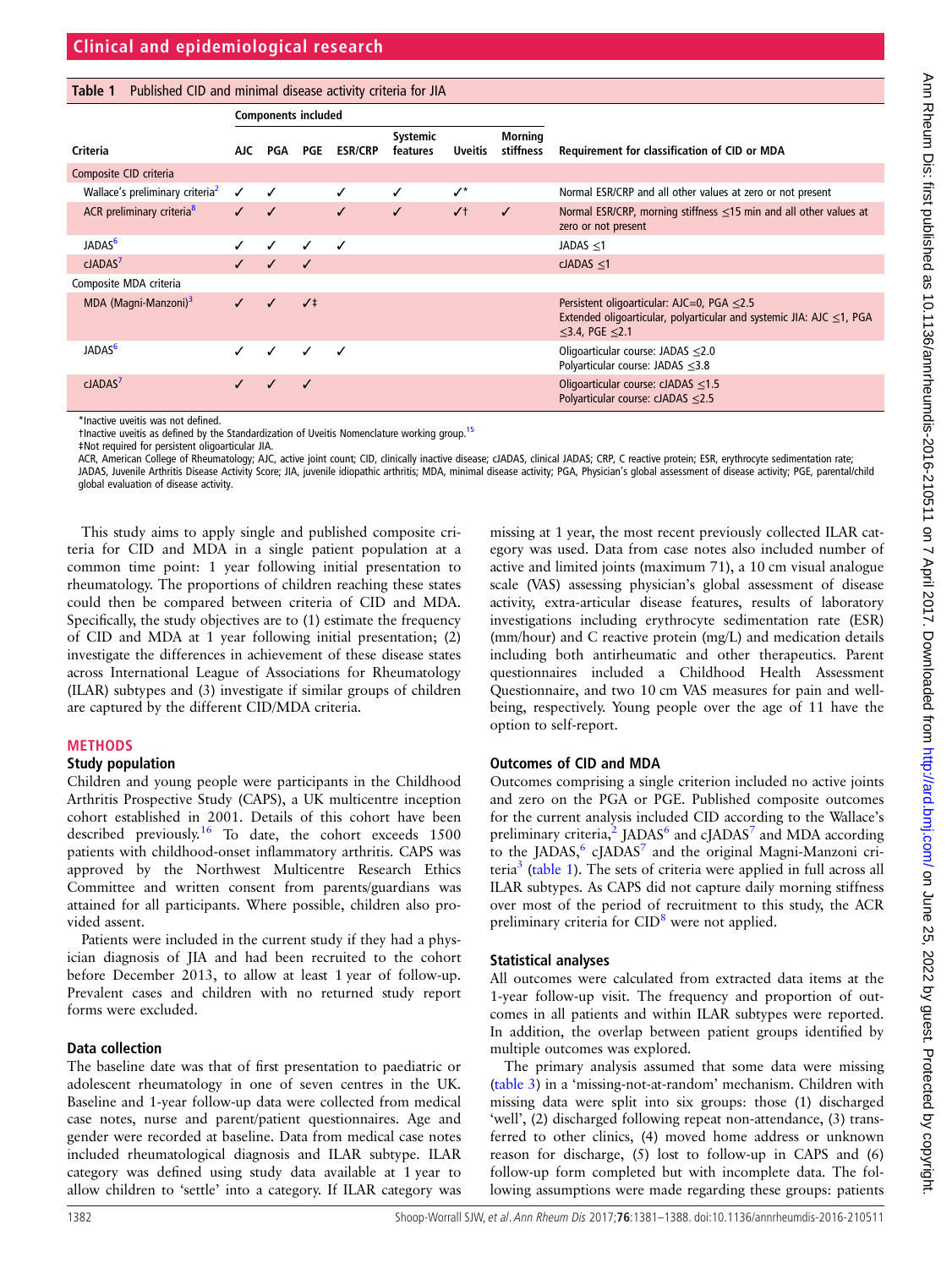**Table 1** Published CID and minimal disease activity criteria for JIA

| Criteria | Components included | | | | | | | Requirement for classification of CID or MDA |
|---|---|---|---|---|---|---|---|---|
| | AJC | PGA | PGE | ESR/CRP | Systemic features | Uveitis | Morning stiffness | |
| Composite CID criteria | | | | | | | | |
| Wallace's preliminary criteria[2] | ✓ | ✓ | | ✓ | ✓ | ✓* | | Normal ESR/CRP and all other values at zero or not present |
| ACR preliminary criteria[8] | ✓ | ✓ | | ✓ | ✓ | ✓† | ✓ | Normal ESR/CRP, morning stiffness ≤15 min and all other values at zero or not present |
| JADAS[6] | ✓ | ✓ | ✓ | ✓ | | | | JADAS ≤1 |
| cJADAS[7] | ✓ | ✓ | ✓ | | | | | cJADAS ≤1 |
| Composite MDA criteria | | | | | | | | |
| MDA (Magni-Manzoni)[3] | ✓ | ✓ | ✓‡ | | | | | Persistent oligoarticular: AJC=0, PGA ≤2.5<br>Extended oligoarticular, polyarticular and systemic JIA: AJC ≤1, PGA ≤3.4, PGE ≤2.1 |
| JADAS[6] | ✓ | ✓ | ✓ | ✓ | | | | Oligoarticular course: JADAS ≤2.0<br>Polyarticular course: JADAS ≤3.8 |
| cJADAS[7] | ✓ | ✓ | ✓ | | | | | Oligoarticular course: cJADAS ≤1.5<br>Polyarticular course: cJADAS ≤2.5 |

*Inactive uveitis was not defined.
†Inactive uveitis as defined by the Standardization of Uveitis Nomenclature working group.[15]
‡Not required for persistent oligoarticular JIA.
ACR, American College of Rheumatology; AJC, active joint count; CID, clinically inactive disease; cJADAS, clinical JADAS; CRP, C reactive protein; ESR, erythrocyte sedimentation rate; JADAS, Juvenile Arthritis Disease Activity Score; JIA, juvenile idiopathic arthritis; MDA, minimal disease activity; PGA, Physician's global assessment of disease activity; PGE, parental/child global evaluation of disease activity.

This study aims to apply single and published composite criteria for CID and MDA in a single patient population at a common time point: 1 year following initial presentation to rheumatology. The proportions of children reaching these states could then be compared between criteria of CID and MDA. Specifically, the study objectives are to (1) estimate the frequency of CID and MDA at 1 year following initial presentation; (2) investigate the differences in achievement of these disease states across International League of Associations for Rheumatology (ILAR) subtypes and (3) investigate if similar groups of children are captured by the different CID/MDA criteria.

## METHODS

### Study population

Children and young people were participants in the Childhood Arthritis Prospective Study (CAPS), a UK multicentre inception cohort established in 2001. Details of this cohort have been described previously.[16] To date, the cohort exceeds 1500 patients with childhood-onset inflammatory arthritis. CAPS was approved by the Northwest Multicentre Research Ethics Committee and written consent from parents/guardians was attained for all participants. Where possible, children also provided assent.

Patients were included in the current study if they had a physician diagnosis of JIA and had been recruited to the cohort before December 2013, to allow at least 1 year of follow-up. Prevalent cases and children with no returned study report forms were excluded.

### Data collection

The baseline date was that of first presentation to paediatric or adolescent rheumatology in one of seven centres in the UK. Baseline and 1-year follow-up data were collected from medical case notes, nurse and parent/patient questionnaires. Age and gender were recorded at baseline. Data from medical case notes included rheumatological diagnosis and ILAR subtype. ILAR category was defined using study data available at 1 year to allow children to 'settle' into a category. If ILAR category was missing at 1 year, the most recent previously collected ILAR category was used. Data from case notes also included number of active and limited joints (maximum 71), a 10 cm visual analogue scale (VAS) assessing physician's global assessment of disease activity, extra-articular disease features, results of laboratory investigations including erythrocyte sedimentation rate (ESR) (mm/hour) and C reactive protein (mg/L) and medication details including both antirheumatic and other therapeutics. Parent questionnaires included a Childhood Health Assessment Questionnaire, and two 10 cm VAS measures for pain and well-being, respectively. Young people over the age of 11 have the option to self-report.

### Outcomes of CID and MDA

Outcomes comprising a single criterion included no active joints and zero on the PGA or PGE. Published composite outcomes for the current analysis included CID according to the Wallace's preliminary criteria,[2] JADAS[6] and cJADAS[7] and MDA according to the JADAS,[6] cJADAS[7] and the original Magni-Manzoni criteria[3] (table 1). The sets of criteria were applied in full across all ILAR subtypes. As CAPS did not capture daily morning stiffness over most of the period of recruitment to this study, the ACR preliminary criteria for CID[8] were not applied.

### Statistical analyses

All outcomes were calculated from extracted data items at the 1-year follow-up visit. The frequency and proportion of outcomes in all patients and within ILAR subtypes were reported. In addition, the overlap between patient groups identified by multiple outcomes was explored.

The primary analysis assumed that some data were missing (table 3) in a 'missing-not-at-random' mechanism. Children with missing data were split into six groups: those (1) discharged 'well', (2) discharged following repeat non-attendance, (3) transferred to other clinics, (4) moved home address or unknown reason for discharge, (5) lost to follow-up in CAPS and (6) follow-up form completed but with incomplete data. The following assumptions were made regarding these groups: patients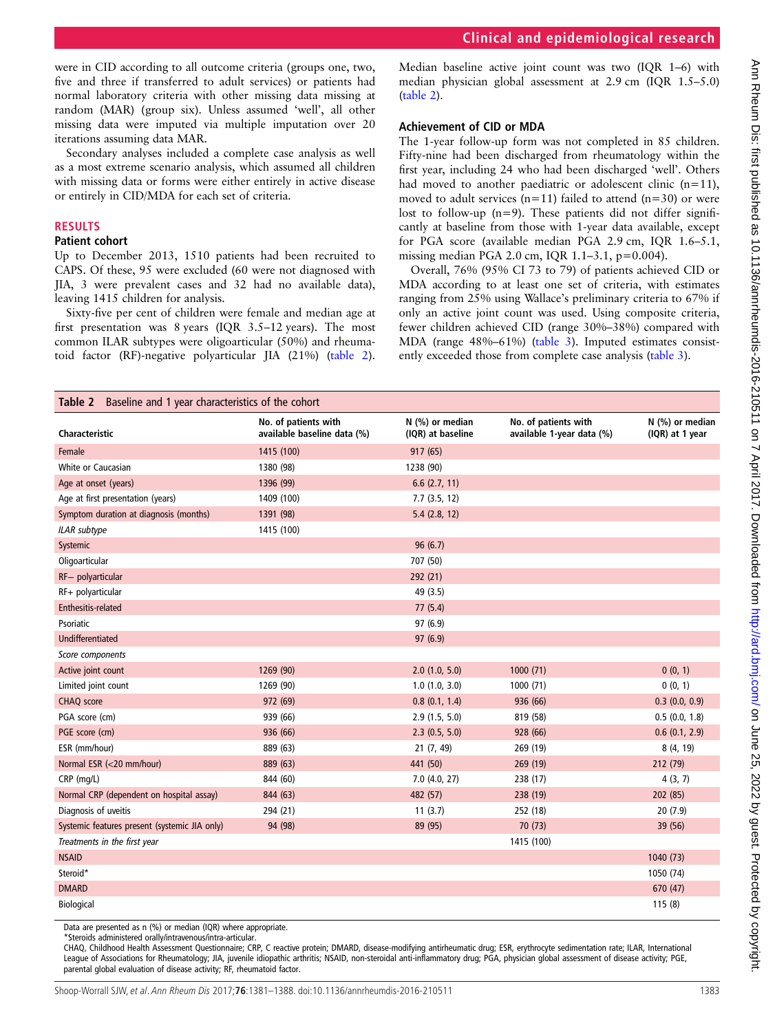were in CID according to all outcome criteria (groups one, two, five and three if transferred to adult services) or patients had normal laboratory criteria with other missing data missing at random (MAR) (group six). Unless assumed 'well', all other missing data were imputed via multiple imputation over 20 iterations assuming data MAR.

Secondary analyses included a complete case analysis as well as a most extreme scenario analysis, which assumed all children with missing data or forms were either entirely in active disease or entirely in CID/MDA for each set of criteria.

## RESULTS

### Patient cohort

Up to December 2013, 1510 patients had been recruited to CAPS. Of these, 95 were excluded (60 were not diagnosed with JIA, 3 were prevalent cases and 32 had no available data), leaving 1415 children for analysis.

Sixty-five per cent of children were female and median age at first presentation was 8 years (IQR 3.5–12 years). The most common ILAR subtypes were oligoarticular (50%) and rheumatoid factor (RF)-negative polyarticular JIA (21%) (table 2). Median baseline active joint count was two (IQR 1–6) with median physician global assessment at 2.9 cm (IQR 1.5–5.0) (table 2).

### Achievement of CID or MDA

The 1-year follow-up form was not completed in 85 children. Fifty-nine had been discharged from rheumatology within the first year, including 24 who had been discharged 'well'. Others had moved to another paediatric or adolescent clinic (n=11), moved to adult services (n=11) failed to attend (n=30) or were lost to follow-up (n=9). These patients did not differ significantly at baseline from those with 1-year data available, except for PGA score (available median PGA 2.9 cm, IQR 1.6–5.1, missing median PGA 2.0 cm, IQR 1.1–3.1, p=0.004).

Overall, 76% (95% CI 73 to 79) of patients achieved CID or MDA according to at least one set of criteria, with estimates ranging from 25% using Wallace's preliminary criteria to 67% if only an active joint count was used. Using composite criteria, fewer children achieved CID (range 30%–38%) compared with MDA (range 48%–61%) (table 3). Imputed estimates consistently exceeded those from complete case analysis (table 3).

**Table 2** Baseline and 1 year characteristics of the cohort

| Characteristic | No. of patients with available baseline data (%) | N (%) or median (IQR) at baseline | No. of patients with available 1-year data (%) | N (%) or median (IQR) at 1 year |
|---|---|---|---|---|
| Female | 1415 (100) | 917 (65) | | |
| White or Caucasian | 1380 (98) | 1238 (90) | | |
| Age at onset (years) | 1396 (99) | 6.6 (2.7, 11) | | |
| Age at first presentation (years) | 1409 (100) | 7.7 (3.5, 12) | | |
| Symptom duration at diagnosis (months) | 1391 (98) | 5.4 (2.8, 12) | | |
| *ILAR subtype* | 1415 (100) | | | |
| Systemic | | 96 (6.7) | | |
| Oligoarticular | | 707 (50) | | |
| RF− polyarticular | | 292 (21) | | |
| RF+ polyarticular | | 49 (3.5) | | |
| Enthesitis-related | | 77 (5.4) | | |
| Psoriatic | | 97 (6.9) | | |
| Undifferentiated | | 97 (6.9) | | |
| *Score components* | | | | |
| Active joint count | 1269 (90) | 2.0 (1.0, 5.0) | 1000 (71) | 0 (0, 1) |
| Limited joint count | 1269 (90) | 1.0 (1.0, 3.0) | 1000 (71) | 0 (0, 1) |
| CHAQ score | 972 (69) | 0.8 (0.1, 1.4) | 936 (66) | 0.3 (0.0, 0.9) |
| PGA score (cm) | 939 (66) | 2.9 (1.5, 5.0) | 819 (58) | 0.5 (0.0, 1.8) |
| PGE score (cm) | 936 (66) | 2.3 (0.5, 5.0) | 928 (66) | 0.6 (0.1, 2.9) |
| ESR (mm/hour) | 889 (63) | 21 (7, 49) | 269 (19) | 8 (4, 19) |
| Normal ESR (<20 mm/hour) | 889 (63) | 441 (50) | 269 (19) | 212 (79) |
| CRP (mg/L) | 844 (60) | 7.0 (4.0, 27) | 238 (17) | 4 (3, 7) |
| Normal CRP (dependent on hospital assay) | 844 (63) | 482 (57) | 238 (19) | 202 (85) |
| Diagnosis of uveitis | 294 (21) | 11 (3.7) | 252 (18) | 20 (7.9) |
| Systemic features present (systemic JIA only) | 94 (98) | 89 (95) | 70 (73) | 39 (56) |
| *Treatments in the first year* | | | 1415 (100) | |
| NSAID | | | | 1040 (73) |
| Steroid* | | | | 1050 (74) |
| DMARD | | | | 670 (47) |
| Biological | | | | 115 (8) |

Data are presented as n (%) or median (IQR) where appropriate.
*Steroids administered orally/intravenous/intra-articular.
CHAQ, Childhood Health Assessment Questionnaire; CRP, C reactive protein; DMARD, disease-modifying antirheumatic drug; ESR, erythrocyte sedimentation rate; ILAR, International League of Associations for Rheumatology; JIA, juvenile idiopathic arthritis; NSAID, non-steroidal anti-inflammatory drug; PGA, physician global assessment of disease activity; PGE, parental global evaluation of disease activity; RF, rheumatoid factor.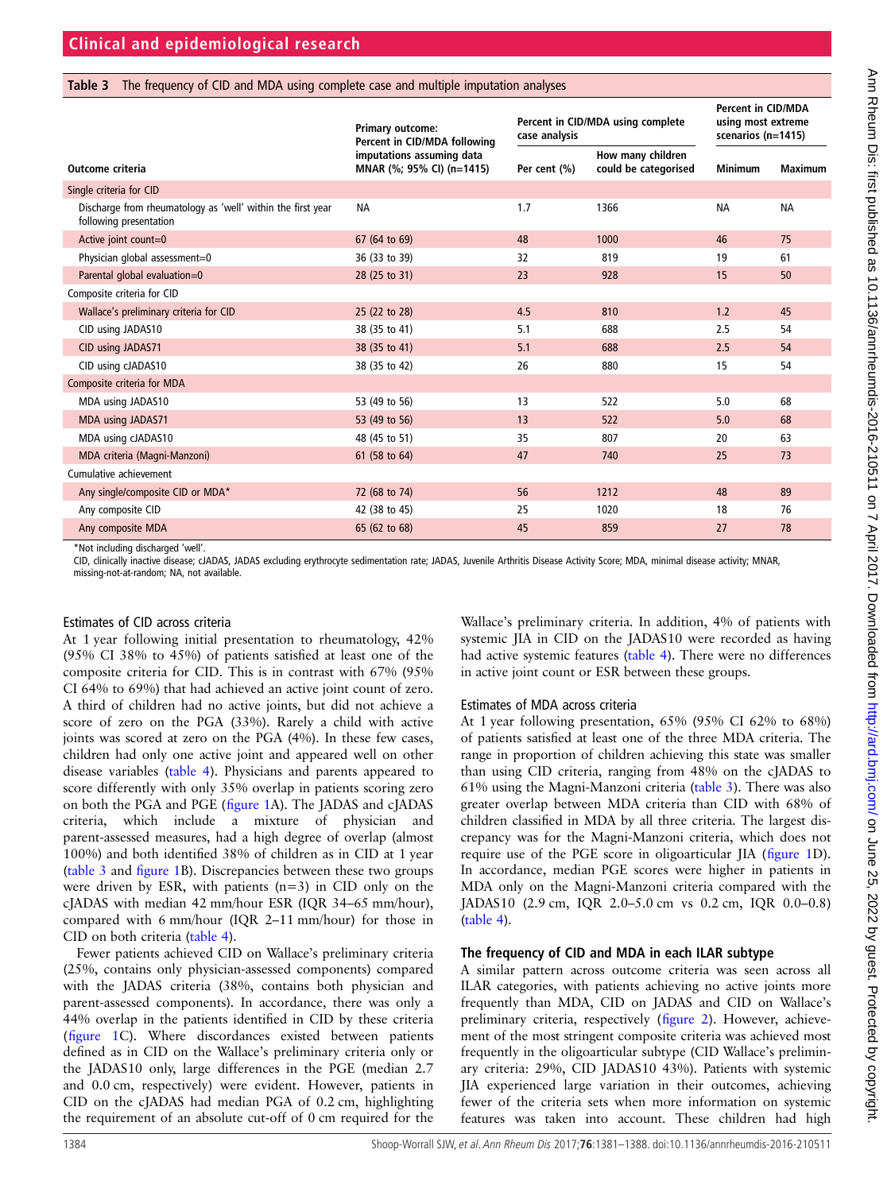**Table 3** The frequency of CID and MDA using complete case and multiple imputation analyses

| Outcome criteria | Primary outcome: Percent in CID/MDA following imputations assuming data MNAR (%; 95% CI) (n=1415) | Percent in CID/MDA using complete case analysis | | Percent in CID/MDA using most extreme scenarios (n=1415) | |
|---|---|---|---|---|---|
| | | Per cent (%) | How many children could be categorised | Minimum | Maximum |
| Single criteria for CID | | | | | |
| Discharge from rheumatology as 'well' within the first year following presentation | NA | 1.7 | 1366 | NA | NA |
| Active joint count=0 | 67 (64 to 69) | 48 | 1000 | 46 | 75 |
| Physician global assessment=0 | 36 (33 to 39) | 32 | 819 | 19 | 61 |
| Parental global evaluation=0 | 28 (25 to 31) | 23 | 928 | 15 | 50 |
| Composite criteria for CID | | | | | |
| Wallace's preliminary criteria for CID | 25 (22 to 28) | 4.5 | 810 | 1.2 | 45 |
| CID using JADAS10 | 38 (35 to 41) | 5.1 | 688 | 2.5 | 54 |
| CID using JADAS71 | 38 (35 to 41) | 5.1 | 688 | 2.5 | 54 |
| CID using cJADAS10 | 38 (35 to 42) | 26 | 880 | 15 | 54 |
| Composite criteria for MDA | | | | | |
| MDA using JADAS10 | 53 (49 to 56) | 13 | 522 | 5.0 | 68 |
| MDA using JADAS71 | 53 (49 to 56) | 13 | 522 | 5.0 | 68 |
| MDA using cJADAS10 | 48 (45 to 51) | 35 | 807 | 20 | 63 |
| MDA criteria (Magni-Manzoni) | 61 (58 to 64) | 47 | 740 | 25 | 73 |
| Cumulative achievement | | | | | |
| Any single/composite CID or MDA* | 72 (68 to 74) | 56 | 1212 | 48 | 89 |
| Any composite CID | 42 (38 to 45) | 25 | 1020 | 18 | 76 |
| Any composite MDA | 65 (62 to 68) | 45 | 859 | 27 | 78 |

*Not including discharged 'well'.
CID, clinically inactive disease; cJADAS, JADAS excluding erythrocyte sedimentation rate; JADAS, Juvenile Arthritis Disease Activity Score; MDA, minimal disease activity; MNAR, missing-not-at-random; NA, not available.

### Estimates of CID across criteria

At 1 year following initial presentation to rheumatology, 42% (95% CI 38% to 45%) of patients satisfied at least one of the composite criteria for CID. This is in contrast with 67% (95% CI 64% to 69%) that had achieved an active joint count of zero. A third of children had no active joints, but did not achieve a score of zero on the PGA (33%). Rarely a child with active joints was scored at zero on the PGA (4%). In these few cases, children had only one active joint and appeared well on other disease variables (table 4). Physicians and parents appeared to score differently with only 35% overlap in patients scoring zero on both the PGA and PGE (figure 1A). The JADAS and cJADAS criteria, which include a mixture of physician and parent-assessed measures, had a high degree of overlap (almost 100%) and both identified 38% of children as in CID at 1 year (table 3 and figure 1B). Discrepancies between these two groups were driven by ESR, with patients (n=3) in CID only on the cJADAS with median 42 mm/hour ESR (IQR 34–65 mm/hour), compared with 6 mm/hour (IQR 2–11 mm/hour) for those in CID on both criteria (table 4).

Fewer patients achieved CID on Wallace's preliminary criteria (25%, contains only physician-assessed components) compared with the JADAS criteria (38%, contains both physician and parent-assessed components). In accordance, there was only a 44% overlap in the patients identified in CID by these criteria (figure 1C). Where discordances existed between patients defined as in CID on the Wallace's preliminary criteria only or the JADAS10 only, large differences in the PGE (median 2.7 and 0.0 cm, respectively) were evident. However, patients in CID on the cJADAS had median PGA of 0.2 cm, highlighting the requirement of an absolute cut-off of 0 cm required for the Wallace's preliminary criteria. In addition, 4% of patients with systemic JIA in CID on the JADAS10 were recorded as having had active systemic features (table 4). There were no differences in active joint count or ESR between these groups.

### Estimates of MDA across criteria

At 1 year following presentation, 65% (95% CI 62% to 68%) of patients satisfied at least one of the three MDA criteria. The range in proportion of children achieving this state was smaller than using CID criteria, ranging from 48% on the cJADAS to 61% using the Magni-Manzoni criteria (table 3). There was also greater overlap between MDA criteria than CID with 68% of children classified in MDA by all three criteria. The largest discrepancy was for the Magni-Manzoni criteria, which does not require use of the PGE score in oligoarticular JIA (figure 1D). In accordance, median PGE scores were higher in patients in MDA only on the Magni-Manzoni criteria compared with the JADAS10 (2.9 cm, IQR 2.0–5.0 cm vs 0.2 cm, IQR 0.0–0.8) (table 4).

### The frequency of CID and MDA in each ILAR subtype

A similar pattern across outcome criteria was seen across all ILAR categories, with patients achieving no active joints more frequently than MDA, CID on JADAS and CID on Wallace's preliminary criteria, respectively (figure 2). However, achievement of the most stringent composite criteria was achieved most frequently in the oligoarticular subtype (CID Wallace's preliminary criteria: 29%, CID JADAS10 43%). Patients with systemic JIA experienced large variation in their outcomes, achieving fewer of the criteria sets when more information on systemic features was taken into account. These children had high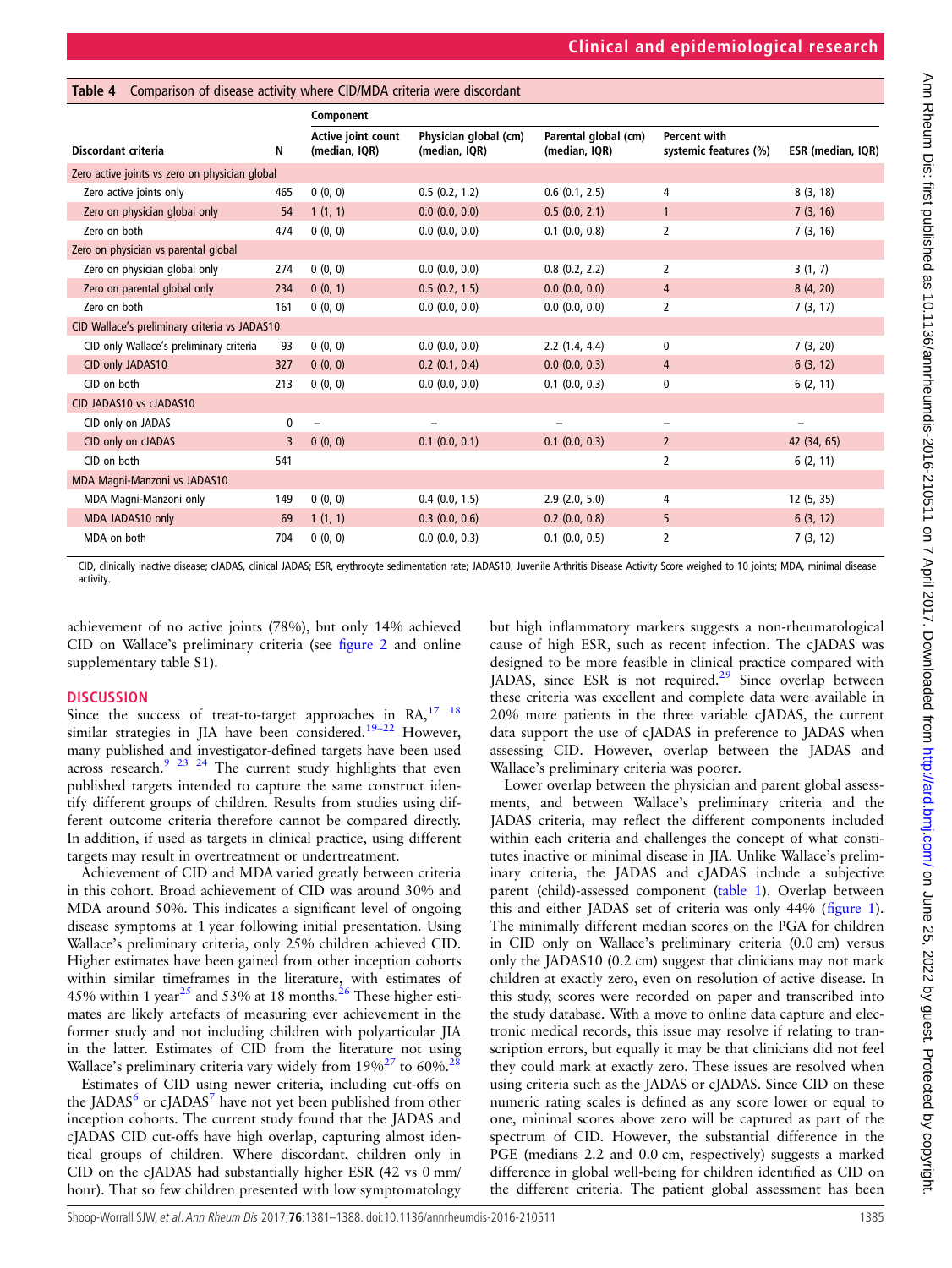**Table 4** Comparison of disease activity where CID/MDA criteria were discordant

| Discordant criteria | N | Component | | | | |
|---|---|---|---|---|---|---|
| | | Active joint count (median, IQR) | Physician global (cm) (median, IQR) | Parental global (cm) (median, IQR) | Percent with systemic features (%) | ESR (median, IQR) |
| **Zero active joints vs zero on physician global** | | | | | | |
| Zero active joints only | 465 | 0 (0, 0) | 0.5 (0.2, 1.2) | 0.6 (0.1, 2.5) | 4 | 8 (3, 18) |
| Zero on physician global only | 54 | 1 (1, 1) | 0.0 (0.0, 0.0) | 0.5 (0.0, 2.1) | 1 | 7 (3, 16) |
| Zero on both | 474 | 0 (0, 0) | 0.0 (0.0, 0.0) | 0.1 (0.0, 0.8) | 2 | 7 (3, 16) |
| **Zero on physician vs parental global** | | | | | | |
| Zero on physician global only | 274 | 0 (0, 0) | 0.0 (0.0, 0.0) | 0.8 (0.2, 2.2) | 2 | 3 (1, 7) |
| Zero on parental global only | 234 | 0 (0, 1) | 0.5 (0.2, 1.5) | 0.0 (0.0, 0.0) | 4 | 8 (4, 20) |
| Zero on both | 161 | 0 (0, 0) | 0.0 (0.0, 0.0) | 0.0 (0.0, 0.0) | 2 | 7 (3, 17) |
| **CID Wallace's preliminary criteria vs JADAS10** | | | | | | |
| CID only Wallace's preliminary criteria | 93 | 0 (0, 0) | 0.0 (0.0, 0.0) | 2.2 (1.4, 4.4) | 0 | 7 (3, 20) |
| CID only JADAS10 | 327 | 0 (0, 0) | 0.2 (0.1, 0.4) | 0.0 (0.0, 0.3) | 4 | 6 (3, 12) |
| CID on both | 213 | 0 (0, 0) | 0.0 (0.0, 0.0) | 0.1 (0.0, 0.3) | 0 | 6 (2, 11) |
| **CID JADAS10 vs cJADAS10** | | | | | | |
| CID only on JADAS | 0 | – | – | – | – | – |
| CID only on cJADAS | 3 | 0 (0, 0) | 0.1 (0.0, 0.1) | 0.1 (0.0, 0.3) | 2 | 42 (34, 65) |
| CID on both | 541 | | | | 2 | 6 (2, 11) |
| **MDA Magni-Manzoni vs JADAS10** | | | | | | |
| MDA Magni-Manzoni only | 149 | 0 (0, 0) | 0.4 (0.0, 1.5) | 2.9 (2.0, 5.0) | 4 | 12 (5, 35) |
| MDA JADAS10 only | 69 | 1 (1, 1) | 0.3 (0.0, 0.6) | 0.2 (0.0, 0.8) | 5 | 6 (3, 12) |
| MDA on both | 704 | 0 (0, 0) | 0.0 (0.0, 0.3) | 0.1 (0.0, 0.5) | 2 | 7 (3, 12) |

CID, clinically inactive disease; cJADAS, clinical JADAS; ESR, erythrocyte sedimentation rate; JADAS10, Juvenile Arthritis Disease Activity Score weighed to 10 joints; MDA, minimal disease activity.

achievement of no active joints (78%), but only 14% achieved CID on Wallace's preliminary criteria (see figure 2 and online supplementary table S1).

## DISCUSSION

Since the success of treat-to-target approaches in RA,[17 18] similar strategies in JIA have been considered.[19–22] However, many published and investigator-defined targets have been used across research.[9 23 24] The current study highlights that even published targets intended to capture the same construct identify different groups of children. Results from studies using different outcome criteria therefore cannot be compared directly. In addition, if used as targets in clinical practice, using different targets may result in overtreatment or undertreatment.

Achievement of CID and MDA varied greatly between criteria in this cohort. Broad achievement of CID was around 30% and MDA around 50%. This indicates a significant level of ongoing disease symptoms at 1 year following initial presentation. Using Wallace's preliminary criteria, only 25% children achieved CID. Higher estimates have been gained from other inception cohorts within similar timeframes in the literature, with estimates of 45% within 1 year[25] and 53% at 18 months.[26] These higher estimates are likely artefacts of measuring ever achievement in the former study and not including children with polyarticular JIA in the latter. Estimates of CID from the literature not using Wallace's preliminary criteria vary widely from 19%[27] to 60%.[28]

Estimates of CID using newer criteria, including cut-offs on the JADAS[6] or cJADAS[7] have not yet been published from other inception cohorts. The current study found that the JADAS and cJADAS CID cut-offs have high overlap, capturing almost identical groups of children. Where discordant, children only in CID on the cJADAS had substantially higher ESR (42 vs 0 mm/hour). That so few children presented with low symptomatology but high inflammatory markers suggests a non-rheumatological cause of high ESR, such as recent infection. The cJADAS was designed to be more feasible in clinical practice compared with JADAS, since ESR is not required.[29] Since overlap between these criteria was excellent and complete data were available in 20% more patients in the three variable cJADAS, the current data support the use of cJADAS in preference to JADAS when assessing CID. However, overlap between the JADAS and Wallace's preliminary criteria was poorer.

Lower overlap between the physician and parent global assessments, and between Wallace's preliminary criteria and the JADAS criteria, may reflect the different components included within each criteria and challenges the concept of what constitutes inactive or minimal disease in JIA. Unlike Wallace's preliminary criteria, the JADAS and cJADAS include a subjective parent (child)-assessed component (table 1). Overlap between this and either JADAS set of criteria was only 44% (figure 1). The minimally different median scores on the PGA for children in CID only on Wallace's preliminary criteria (0.0 cm) versus only the JADAS10 (0.2 cm) suggest that clinicians may not mark children at exactly zero, even on resolution of active disease. In this study, scores were recorded on paper and transcribed into the study database. With a move to online data capture and electronic medical records, this issue may resolve if relating to transcription errors, but equally it may be that clinicians did not feel they could mark at exactly zero. These issues are resolved when using criteria such as the JADAS or cJADAS. Since CID on these numeric rating scales is defined as any score lower or equal to one, minimal scores above zero will be captured as part of the spectrum of CID. However, the substantial difference in the PGE (medians 2.2 and 0.0 cm, respectively) suggests a marked difference in global well-being for children identified as CID on the different criteria. The patient global assessment has been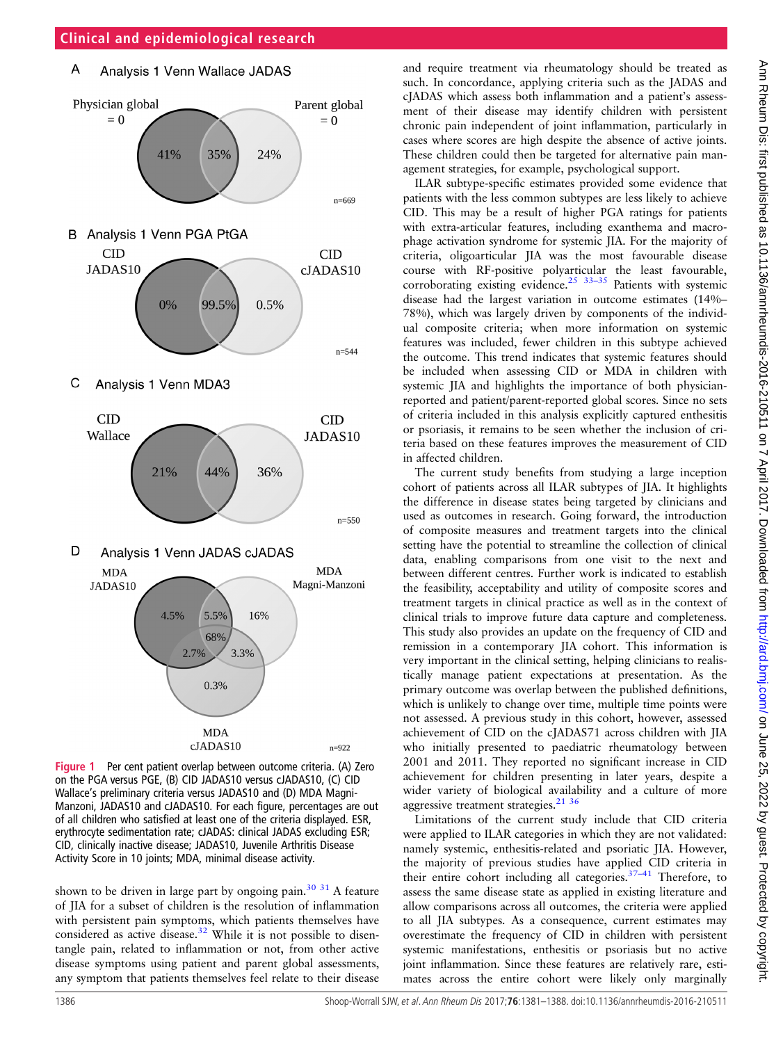A Analysis 1 Venn Wallace JADAS

Physician global = 0 | Parent global = 0

41% | 35% | 24%

n=669

B Analysis 1 Venn PGA PtGA

CID JADAS10 | CID cJADAS10

0% | 99.5% | 0.5%

n=544

C Analysis 1 Venn MDA3

CID Wallace | CID JADAS10

21% | 44% | 36%

n=550

D Analysis 1 Venn JADAS cJADAS

MDA JADAS10 | MDA Magni-Manzoni | MDA cJADAS10

4.5% | 5.5% | 16% | 68% | 2.7% | 3.3% | 0.3%

n=922

**Figure 1** Per cent patient overlap between outcome criteria. (A) Zero on the PGA versus PGE, (B) CID JADAS10 versus cJADAS10, (C) CID Wallace's preliminary criteria versus JADAS10 and (D) MDA Magni-Manzoni, JADAS10 and cJADAS10. For each figure, percentages are out of all children who satisfied at least one of the criteria displayed. ESR, erythrocyte sedimentation rate; cJADAS: clinical JADAS excluding ESR; CID, clinically inactive disease; JADAS10, Juvenile Arthritis Disease Activity Score in 10 joints; MDA, minimal disease activity.

shown to be driven in large part by ongoing pain.[30 31] A feature of JIA for a subset of children is the resolution of inflammation with persistent pain symptoms, which patients themselves have considered as active disease.[32] While it is not possible to disentangle pain, related to inflammation or not, from other active disease symptoms using patient and parent global assessments, any symptom that patients themselves feel relate to their disease and require treatment via rheumatology should be treated as such. In concordance, applying criteria such as the JADAS and cJADAS which assess both inflammation and a patient's assessment of their disease may identify children with persistent chronic pain independent of joint inflammation, particularly in cases where scores are high despite the absence of active joints. These children could then be targeted for alternative pain management strategies, for example, psychological support.

ILAR subtype-specific estimates provided some evidence that patients with the less common subtypes are less likely to achieve CID. This may be a result of higher PGA ratings for patients with extra-articular features, including exanthema and macrophage activation syndrome for systemic JIA. For the majority of criteria, oligoarticular JIA was the most favourable disease course with RF-positive polyarticular the least favourable, corroborating existing evidence.[25 33–35] Patients with systemic disease had the largest variation in outcome estimates (14%–78%), which was largely driven by components of the individual composite criteria; when more information on systemic features was included, fewer children in this subtype achieved the outcome. This trend indicates that systemic features should be included when assessing CID or MDA in children with systemic JIA and highlights the importance of both physician-reported and patient/parent-reported global scores. Since no sets of criteria included in this analysis explicitly captured enthesitis or psoriasis, it remains to be seen whether the inclusion of criteria based on these features improves the measurement of CID in affected children.

The current study benefits from studying a large inception cohort of patients across all ILAR subtypes of JIA. It highlights the difference in disease states being targeted by clinicians and used as outcomes in research. Going forward, the introduction of composite measures and treatment targets into the clinical setting have the potential to streamline the collection of clinical data, enabling comparisons from one visit to the next and between different centres. Further work is indicated to establish the feasibility, acceptability and utility of composite scores and treatment targets in clinical practice as well as in the context of clinical trials to improve future data capture and completeness. This study also provides an update on the frequency of CID and remission in a contemporary JIA cohort. This information is very important in the clinical setting, helping clinicians to realistically manage patient expectations at presentation. As the primary outcome was overlap between the published definitions, which is unlikely to change over time, multiple time points were not assessed. A previous study in this cohort, however, assessed achievement of CID on the cJADAS71 across children with JIA who initially presented to paediatric rheumatology between 2001 and 2011. They reported no significant increase in CID achievement for children presenting in later years, despite a wider variety of biological availability and a culture of more aggressive treatment strategies.[21 36]

Limitations of the current study include that CID criteria were applied to ILAR categories in which they are not validated: namely systemic, enthesitis-related and psoriatic JIA. However, the majority of previous studies have applied CID criteria in their entire cohort including all categories.[37–41] Therefore, to assess the same disease state as applied in existing literature and allow comparisons across all outcomes, the criteria were applied to all JIA subtypes. As a consequence, current estimates may overestimate the frequency of CID in children with persistent systemic manifestations, enthesitis or psoriasis but no active joint inflammation. Since these features are relatively rare, estimates across the entire cohort were likely only marginally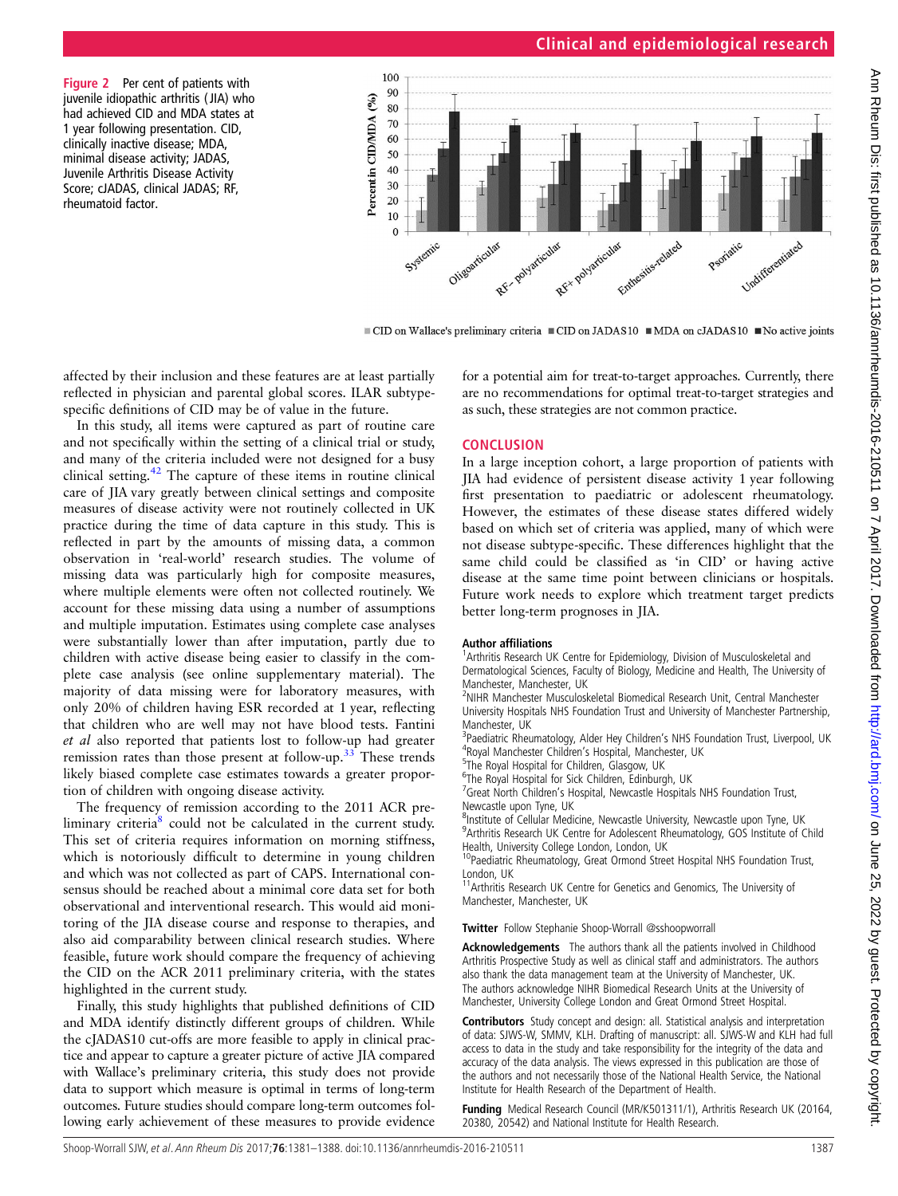Figure 2 Per cent of patients with juvenile idiopathic arthritis (JIA) who had achieved CID and MDA states at 1 year following presentation. CID, clinically inactive disease; MDA, minimal disease activity; JADAS, Juvenile Arthritis Disease Activity Score; cJADAS, clinical JADAS; RF, rheumatoid factor.

affected by their inclusion and these features are at least partially reflected in physician and parental global scores. ILAR subtype-specific definitions of CID may be of value in the future.

In this study, all items were captured as part of routine care and not specifically within the setting of a clinical trial or study, and many of the criteria included were not designed for a busy clinical setting.[42] The capture of these items in routine clinical care of JIA vary greatly between clinical settings and composite measures of disease activity were not routinely collected in UK practice during the time of data capture in this study. This is reflected in part by the amounts of missing data, a common observation in 'real-world' research studies. The volume of missing data was particularly high for composite measures, where multiple elements were often not collected routinely. We account for these missing data using a number of assumptions and multiple imputation. Estimates using complete case analyses were substantially lower than after imputation, partly due to children with active disease being easier to classify in the complete case analysis (see online supplementary material). The majority of data missing were for laboratory measures, with only 20% of children having ESR recorded at 1 year, reflecting that children who are well may not have blood tests. Fantini *et al* also reported that patients lost to follow-up had greater remission rates than those present at follow-up.[33] These trends likely biased complete case estimates towards a greater proportion of children with ongoing disease activity.

The frequency of remission according to the 2011 ACR preliminary criteria[8] could not be calculated in the current study. This set of criteria requires information on morning stiffness, which is notoriously difficult to determine in young children and which was not collected as part of CAPS. International consensus should be reached about a minimal core data set for both observational and interventional research. This would aid monitoring of the JIA disease course and response to therapies, and also aid comparability between clinical research studies. Where feasible, future work should compare the frequency of achieving the CID on the ACR 2011 preliminary criteria, with the states highlighted in the current study.

Finally, this study highlights that published definitions of CID and MDA identify distinctly different groups of children. While the cJADAS10 cut-offs are more feasible to apply in clinical practice and appear to capture a greater picture of active JIA compared with Wallace's preliminary criteria, this study does not provide data to support which measure is optimal in terms of long-term outcomes. Future studies should compare long-term outcomes following early achievement of these measures to provide evidence for a potential aim for treat-to-target approaches. Currently, there are no recommendations for optimal treat-to-target strategies and as such, these strategies are not common practice.

## CONCLUSION

In a large inception cohort, a large proportion of patients with JIA had evidence of persistent disease activity 1 year following first presentation to paediatric or adolescent rheumatology. However, the estimates of these disease states differed widely based on which set of criteria was applied, many of which were not disease subtype-specific. These differences highlight that the same child could be classified as 'in CID' or having active disease at the same time point between clinicians or hospitals. Future work needs to explore which treatment target predicts better long-term prognoses in JIA.

**Author affiliations**

[1]Arthritis Research UK Centre for Epidemiology, Division of Musculoskeletal and Dermatological Sciences, Faculty of Biology, Medicine and Health, The University of Manchester, Manchester, UK
[2]NIHR Manchester Musculoskeletal Biomedical Research Unit, Central Manchester University Hospitals NHS Foundation Trust and University of Manchester Partnership, Manchester, UK
[3]Paediatric Rheumatology, Alder Hey Children's NHS Foundation Trust, Liverpool, UK
[4]Royal Manchester Children's Hospital, Manchester, UK
[5]The Royal Hospital for Children, Glasgow, UK
[6]The Royal Hospital for Sick Children, Edinburgh, UK
[7]Great North Children's Hospital, Newcastle Hospitals NHS Foundation Trust, Newcastle upon Tyne, UK
[8]Institute of Cellular Medicine, Newcastle University, Newcastle upon Tyne, UK
[9]Arthritis Research UK Centre for Adolescent Rheumatology, GOS Institute of Child Health, University College London, London, UK
[10]Paediatric Rheumatology, Great Ormond Street Hospital NHS Foundation Trust, London, UK
[11]Arthritis Research UK Centre for Genetics and Genomics, The University of Manchester, Manchester, UK

**Twitter** Follow Stephanie Shoop-Worrall @sshoopworrall

**Acknowledgements** The authors thank all the patients involved in Childhood Arthritis Prospective Study as well as clinical staff and administrators. The authors also thank the data management team at the University of Manchester, UK. The authors acknowledge NIHR Biomedical Research Units at the University of Manchester, University College London and Great Ormond Street Hospital.

**Contributors** Study concept and design: all. Statistical analysis and interpretation of data: SJWS-W, SMMV, KLH. Drafting of manuscript: all. SJWS-W and KLH had full access to data in the study and take responsibility for the integrity of the data and accuracy of the data analysis. The views expressed in this publication are those of the authors and not necessarily those of the National Health Service, the National Institute for Health Research of the Department of Health.

**Funding** Medical Research Council (MR/K501311/1), Arthritis Research UK (20164, 20380, 20542) and National Institute for Health Research.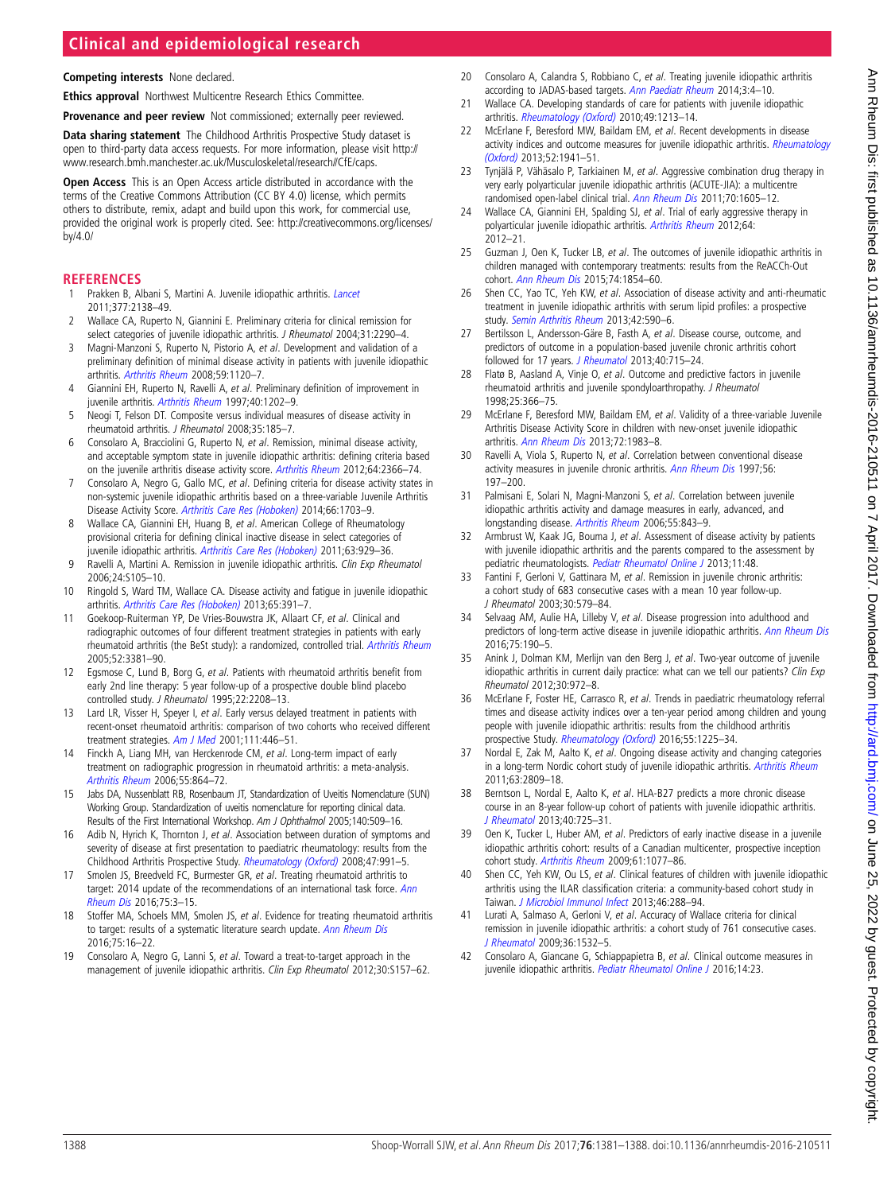**Competing interests** None declared.

**Ethics approval** Northwest Multicentre Research Ethics Committee.

**Provenance and peer review** Not commissioned; externally peer reviewed.

**Data sharing statement** The Childhood Arthritis Prospective Study dataset is open to third-party data access requests. For more information, please visit http://www.research.bmh.manchester.ac.uk/Musculoskeletal/research//CfE/caps.

**Open Access** This is an Open Access article distributed in accordance with the terms of the Creative Commons Attribution (CC BY 4.0) license, which permits others to distribute, remix, adapt and build upon this work, for commercial use, provided the original work is properly cited. See: http://creativecommons.org/licenses/by/4.0/

## REFERENCES

1. Prakken B, Albani S, Martini A. Juvenile idiopathic arthritis. *Lancet* 2011;377:2138–49.
2. Wallace CA, Ruperto N, Giannini E. Preliminary criteria for clinical remission for select categories of juvenile idiopathic arthritis. *J Rheumatol* 2004;31:2290–4.
3. Magni-Manzoni S, Ruperto N, Pistorio A, *et al*. Development and validation of a preliminary definition of minimal disease activity in patients with juvenile idiopathic arthritis. *Arthritis Rheum* 2008;59:1120–7.
4. Giannini EH, Ruperto N, Ravelli A, *et al*. Preliminary definition of improvement in juvenile arthritis. *Arthritis Rheum* 1997;40:1202–9.
5. Neogi T, Felson DT. Composite versus individual measures of disease activity in rheumatoid arthritis. *J Rheumatol* 2008;35:185–7.
6. Consolaro A, Bracciolini G, Ruperto N, *et al*. Remission, minimal disease activity, and acceptable symptom state in juvenile idiopathic arthritis: defining criteria based on the juvenile arthritis disease activity score. *Arthritis Rheum* 2012;64:2366–74.
7. Consolaro A, Negro G, Gallo MC, *et al*. Defining criteria for disease activity states in non-systemic juvenile idiopathic arthritis based on a three-variable Juvenile Arthritis Disease Activity Score. *Arthritis Care Res (Hoboken)* 2014;66:1703–9.
8. Wallace CA, Giannini EH, Huang B, *et al*. American College of Rheumatology provisional criteria for defining clinical inactive disease in select categories of juvenile idiopathic arthritis. *Arthritis Care Res (Hoboken)* 2011;63:929–36.
9. Ravelli A, Martini A. Remission in juvenile idiopathic arthritis. *Clin Exp Rheumatol* 2006;24:S105–10.
10. Ringold S, Ward TM, Wallace CA. Disease activity and fatigue in juvenile idiopathic arthritis. *Arthritis Care Res (Hoboken)* 2013;65:391–7.
11. Goekoop-Ruiterman YP, De Vries-Bouwstra JK, Allaart CF, *et al*. Clinical and radiographic outcomes of four different treatment strategies in patients with early rheumatoid arthritis (the BeSt study): a randomized, controlled trial. *Arthritis Rheum* 2005;52:3381–90.
12. Egsmose C, Lund B, Borg G, *et al*. Patients with rheumatoid arthritis benefit from early 2nd line therapy: 5 year follow-up of a prospective double blind placebo controlled study. *J Rheumatol* 1995;22:2208–13.
13. Lard LR, Visser H, Speyer I, *et al*. Early versus delayed treatment in patients with recent-onset rheumatoid arthritis: comparison of two cohorts who received different treatment strategies. *Am J Med* 2001;111:446–51.
14. Finckh A, Liang MH, van Herckenrode CM, *et al*. Long-term impact of early treatment on radiographic progression in rheumatoid arthritis: a meta-analysis. *Arthritis Rheum* 2006;55:864–72.
15. Jabs DA, Nussenblatt RB, Rosenbaum JT, Standardization of Uveitis Nomenclature (SUN) Working Group. Standardization of uveitis nomenclature for reporting clinical data. Results of the First International Workshop. *Am J Ophthalmol* 2005;140:509–16.
16. Adib N, Hyrich K, Thornton J, *et al*. Association between duration of symptoms and severity of disease at first presentation to paediatric rheumatology: results from the Childhood Arthritis Prospective Study. *Rheumatology (Oxford)* 2008;47:991–5.
17. Smolen JS, Breedveld FC, Burmester GR, *et al*. Treating rheumatoid arthritis to target: 2014 update of the recommendations of an international task force. *Ann Rheum Dis* 2016;75:3–15.
18. Stoffer MA, Schoels MM, Smolen JS, *et al*. Evidence for treating rheumatoid arthritis to target: results of a systematic literature search update. *Ann Rheum Dis* 2016;75:16–22.
19. Consolaro A, Negro G, Lanni S, *et al*. Toward a treat-to-target approach in the management of juvenile idiopathic arthritis. *Clin Exp Rheumatol* 2012;30:S157–62.
20. Consolaro A, Calandra S, Robbiano C, *et al*. Treating juvenile idiopathic arthritis according to JADAS-based targets. *Ann Paediatr Rheum* 2014;3:4–10.
21. Wallace CA. Developing standards of care for patients with juvenile idiopathic arthritis. *Rheumatology (Oxford)* 2010;49:1213–14.
22. McErlane F, Beresford MW, Baildam EM, *et al*. Recent developments in disease activity indices and outcome measures for juvenile idiopathic arthritis. *Rheumatology (Oxford)* 2013;52:1941–51.
23. Tynjälä P, Vähäsalo P, Tarkiainen M, *et al*. Aggressive combination drug therapy in very early polyarticular juvenile idiopathic arthritis (ACUTE-JIA): a multicentre randomised open-label clinical trial. *Ann Rheum Dis* 2011;70:1605–12.
24. Wallace CA, Giannini EH, Spalding SJ, *et al*. Trial of early aggressive therapy in polyarticular juvenile idiopathic arthritis. *Arthritis Rheum* 2012;64:2012–21.
25. Guzman J, Oen K, Tucker LB, *et al*. The outcomes of juvenile idiopathic arthritis in children managed with contemporary treatments: results from the ReACCh-Out cohort. *Ann Rheum Dis* 2015;74:1854–60.
26. Shen CC, Yao TC, Yeh KW, *et al*. Association of disease activity and anti-rheumatic treatment in juvenile idiopathic arthritis with serum lipid profiles: a prospective study. *Semin Arthritis Rheum* 2013;42:590–6.
27. Bertilsson L, Andersson-Gäre B, Fasth A, *et al*. Disease course, outcome, and predictors of outcome in a population-based juvenile chronic arthritis cohort followed for 17 years. *J Rheumatol* 2013;40:715–24.
28. Flatø B, Aasland A, Vinje O, *et al*. Outcome and predictive factors in juvenile rheumatoid arthritis and juvenile spondyloarthropathy. *J Rheumatol* 1998;25:366–75.
29. McErlane F, Beresford MW, Baildam EM, *et al*. Validity of a three-variable Juvenile Arthritis Disease Activity Score in children with new-onset juvenile idiopathic arthritis. *Ann Rheum Dis* 2013;72:1983–8.
30. Ravelli A, Viola S, Ruperto N, *et al*. Correlation between conventional disease activity measures in juvenile chronic arthritis. *Ann Rheum Dis* 1997;56:197–200.
31. Palmisani E, Solari N, Magni-Manzoni S, *et al*. Correlation between juvenile idiopathic arthritis activity and damage measures in early, advanced, and longstanding disease. *Arthritis Rheum* 2006;55:843–9.
32. Armbrust W, Kaak JG, Bouma J, *et al*. Assessment of disease activity by patients with juvenile idiopathic arthritis and the parents compared to the assessment by pediatric rheumatologists. *Pediatr Rheumatol Online J* 2013;11:48.
33. Fantini F, Gerloni V, Gattinara M, *et al*. Remission in juvenile chronic arthritis: a cohort study of 683 consecutive cases with a mean 10 year follow-up. *J Rheumatol* 2003;30:579–84.
34. Selvaag AM, Aulie HA, Lilleby V, *et al*. Disease progression into adulthood and predictors of long-term active disease in juvenile idiopathic arthritis. *Ann Rheum Dis* 2016;75:190–5.
35. Anink J, Dolman KM, Merlijn van den Berg J, *et al*. Two-year outcome of juvenile idiopathic arthritis in current daily practice: what can we tell our patients? *Clin Exp Rheumatol* 2012;30:972–8.
36. McErlane F, Foster HE, Carrasco R, *et al*. Trends in paediatric rheumatology referral times and disease activity indices over a ten-year period among children and young people with juvenile idiopathic arthritis: results from the childhood arthritis prospective Study. *Rheumatology (Oxford)* 2016;55:1225–34.
37. Nordal E, Zak M, Aalto K, *et al*. Ongoing disease activity and changing categories in a long-term Nordic cohort study of juvenile idiopathic arthritis. *Arthritis Rheum* 2011;63:2809–18.
38. Berntson L, Nordal E, Aalto K, *et al*. HLA-B27 predicts a more chronic disease course in an 8-year follow-up cohort of patients with juvenile idiopathic arthritis. *J Rheumatol* 2013;40:725–31.
39. Oen K, Tucker L, Huber AM, *et al*. Predictors of early inactive disease in a juvenile idiopathic arthritis cohort: results of a Canadian multicenter, prospective inception cohort study. *Arthritis Rheum* 2009;61:1077–86.
40. Shen CC, Yeh KW, Ou LS, *et al*. Clinical features of children with juvenile idiopathic arthritis using the ILAR classification criteria: a community-based cohort study in Taiwan. *J Microbiol Immunol Infect* 2013;46:288–94.
41. Lurati A, Salmaso A, Gerloni V, *et al*. Accuracy of Wallace criteria for clinical remission in juvenile idiopathic arthritis: a cohort study of 761 consecutive cases. *J Rheumatol* 2009;36:1532–5.
42. Consolaro A, Giancane G, Schiappapietra B, *et al*. Clinical outcome measures in juvenile idiopathic arthritis. *Pediatr Rheumatol Online J* 2016;14:23.